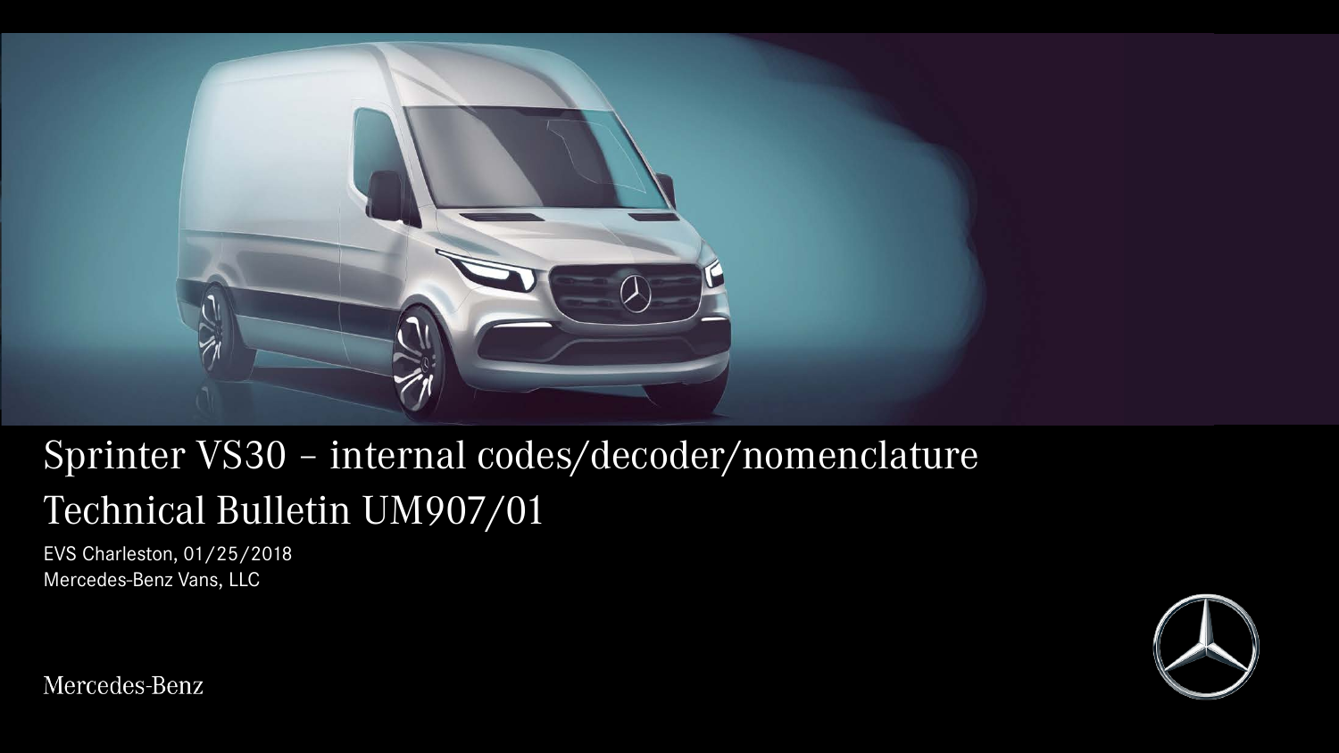# Sprinter VS30 – internal codes/decoder/nomenclature

# Technical Bulletin UM907/01

EVS Charleston, 01/25/2018

Mercedes-Benz Vans, LLC

Mercedes-Benz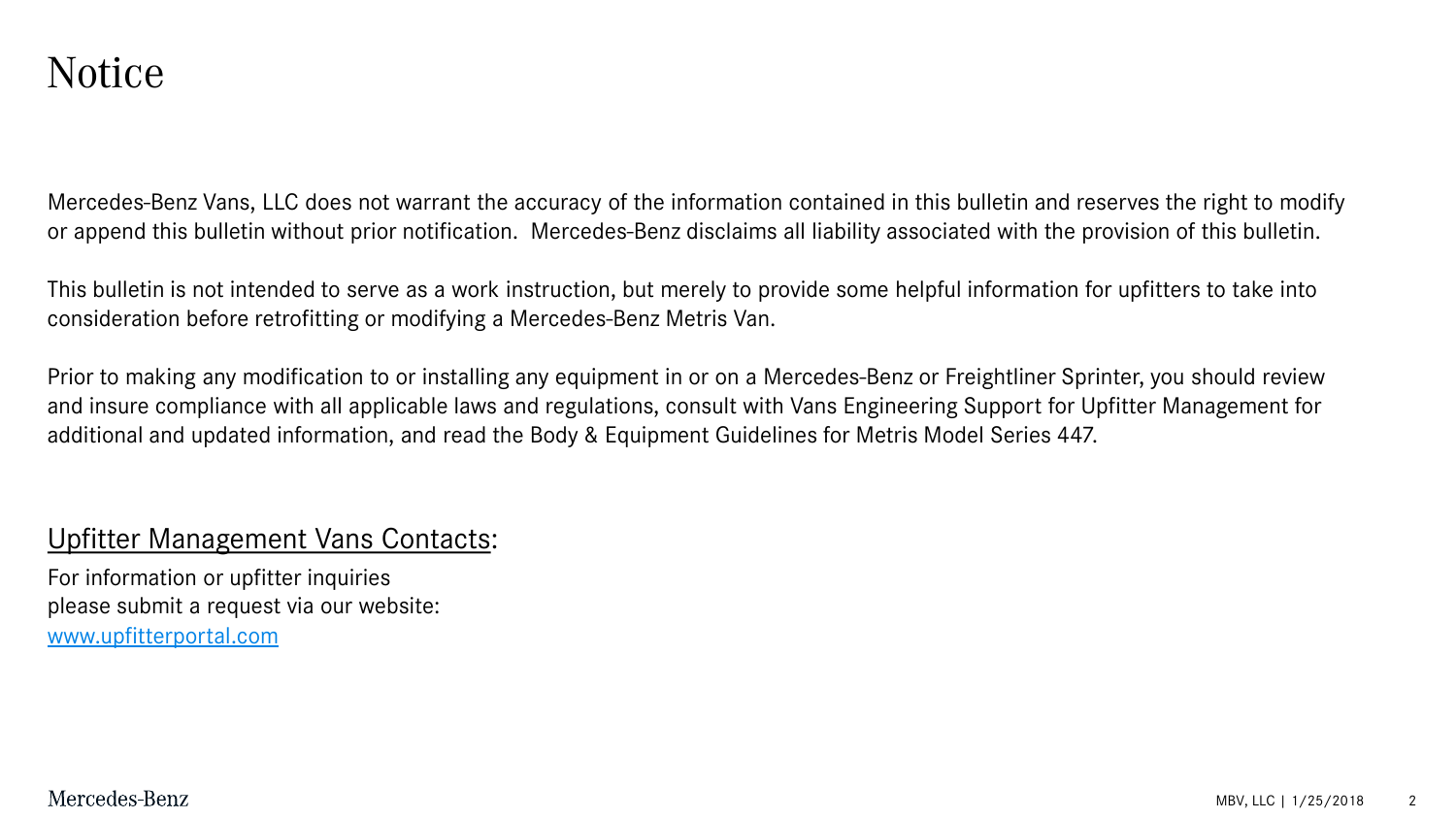# Notice

Mercedes-Benz Vans, LLC does not warrant the accuracy of the information contained in this bulletin and reserves the right to modify or append this bulletin without prior notification. Mercedes-Benz disclaims all liability associated with the provision of this bulletin.

This bulletin is not intended to serve as a work instruction, but merely to provide some helpful information for upfitters to take into consideration before retrofitting or modifying a Mercedes-Benz Metris Van.

Prior to making any modification to or installing any equipment in or on a Mercedes-Benz or Freightliner Sprinter, you should review and insure compliance with all applicable laws and regulations, consult with Vans Engineering Support for Upfitter Management for additional and updated information, and read the Body & Equipment Guidelines for Metris Model Series 447.

Upfitter Management Vans Contacts:

For information or upfitter inquiries
please submit a request via our website:
[www.upfitterportal.com](www.upfitterportal.com)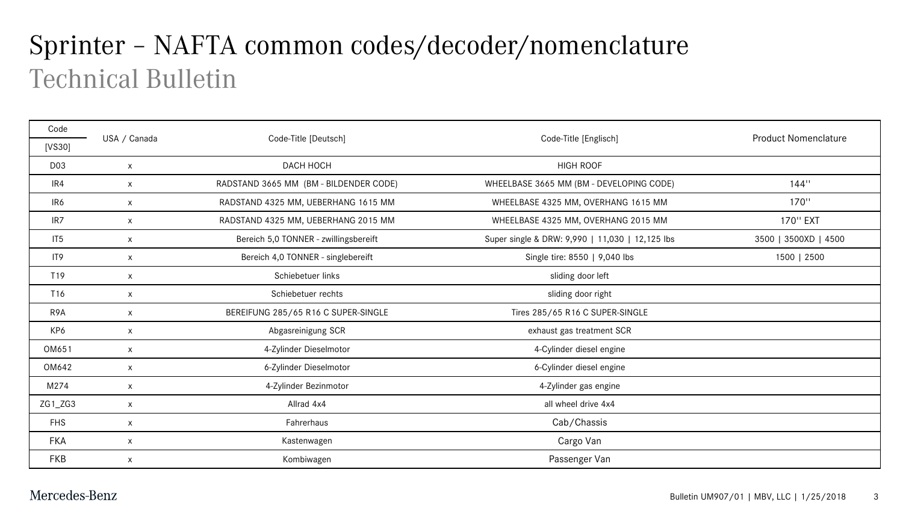# Sprinter – NAFTA common codes/decoder/nomenclature

## Technical Bulletin

| Code [VS30] | USA / Canada | Code-Title [Deutsch] | Code-Title [Englisch] | Product Nomenclature |
|---|---|---|---|---|
| D03 | x | DACH HOCH | HIGH ROOF | |
| IR4 | x | RADSTAND 3665 MM (BM - BILDENDER CODE) | WHEELBASE 3665 MM (BM - DEVELOPING CODE) | 144'' |
| IR6 | x | RADSTAND 4325 MM, UEBERHANG 1615 MM | WHEELBASE 4325 MM, OVERHANG 1615 MM | 170'' |
| IR7 | x | RADSTAND 4325 MM, UEBERHANG 2015 MM | WHEELBASE 4325 MM, OVERHANG 2015 MM | 170'' EXT |
| IT5 | x | Bereich 5,0 TONNER - zwillingsbereift | Super single & DRW: 9,990 \| 11,030 \| 12,125 lbs | 3500 \| 3500XD \| 4500 |
| IT9 | x | Bereich 4,0 TONNER - singlebereift | Single tire: 8550 \| 9,040 lbs | 1500 \| 2500 |
| T19 | x | Schiebetuer links | sliding door left | |
| T16 | x | Schiebetuer rechts | sliding door right | |
| R9A | x | BEREIFUNG 285/65 R16 C SUPER-SINGLE | Tires 285/65 R16 C SUPER-SINGLE | |
| KP6 | x | Abgasreinigung SCR | exhaust gas treatment SCR | |
| OM651 | x | 4-Zylinder Dieselmotor | 4-Cylinder diesel engine | |
| OM642 | x | 6-Zylinder Dieselmotor | 6-Cylinder diesel engine | |
| M274 | x | 4-Zylinder Bezinmotor | 4-Zylinder gas engine | |
| ZG1_ZG3 | x | Allrad 4x4 | all wheel drive 4x4 | |
| FHS | x | Fahrerhaus | Cab/Chassis | |
| FKA | x | Kastenwagen | Cargo Van | |
| FKB | x | Kombiwagen | Passenger Van | |

Mercedes-Benz

Bulletin UM907/01 | MBV, LLC | 1/25/2018